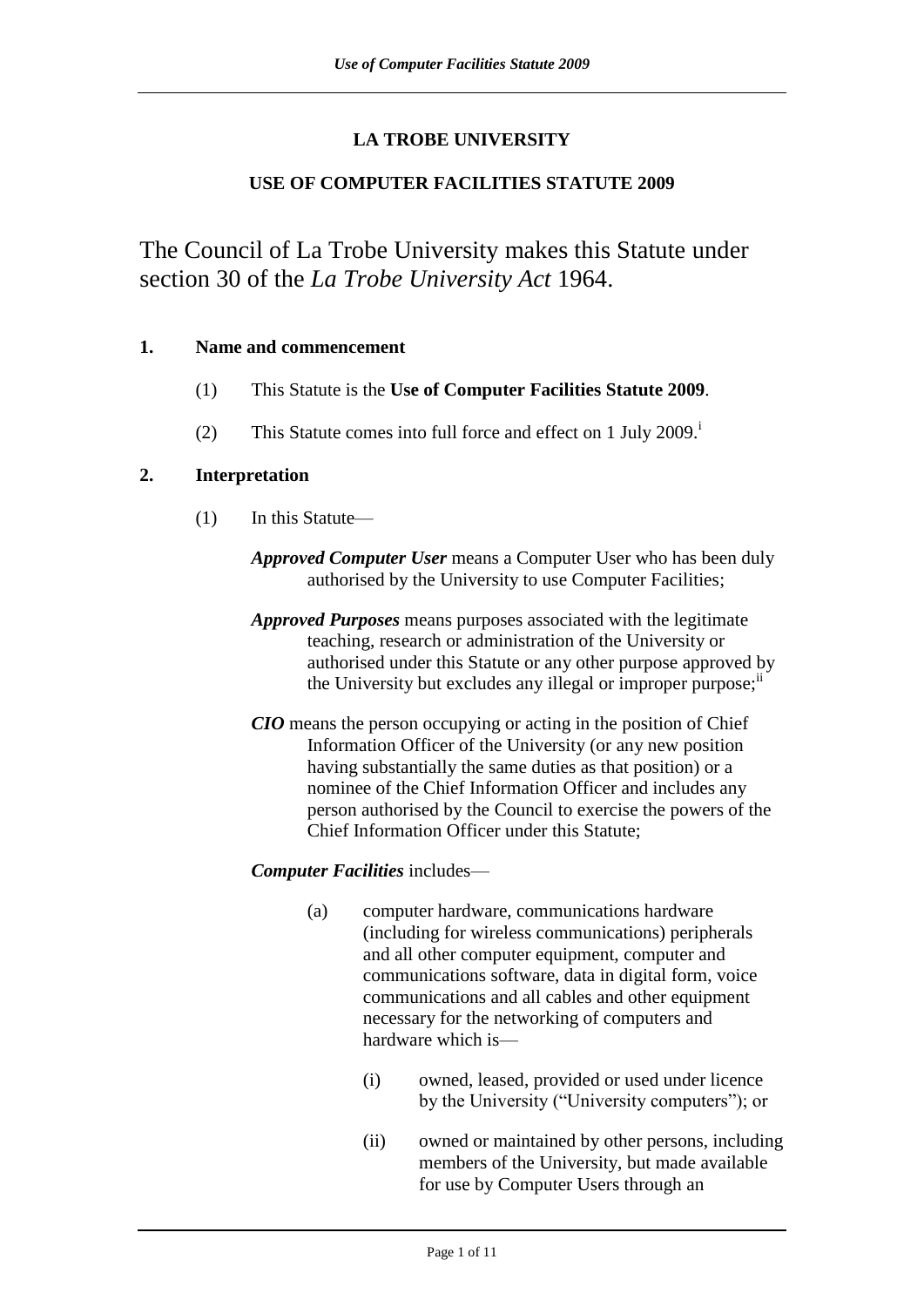# LA TROBE UNIVERSITY

## USE OF COMPUTER FACILITIES STATUTE 2009

The Council of La Trobe University makes this Statute under section 30 of the *La Trobe University Act* 1964.

### 1. Name and commencement

(1) This Statute is the **Use of Computer Facilities Statute 2009**.

(2) This Statute comes into full force and effect on 1 July 2009.[i]

### 2. Interpretation

(1) In this Statute—

***Approved Computer User*** means a Computer User who has been duly authorised by the University to use Computer Facilities;

***Approved Purposes*** means purposes associated with the legitimate teaching, research or administration of the University or authorised under this Statute or any other purpose approved by the University but excludes any illegal or improper purpose;[ii]

***CIO*** means the person occupying or acting in the position of Chief Information Officer of the University (or any new position having substantially the same duties as that position) or a nominee of the Chief Information Officer and includes any person authorised by the Council to exercise the powers of the Chief Information Officer under this Statute;

***Computer Facilities*** includes—

(a) computer hardware, communications hardware (including for wireless communications) peripherals and all other computer equipment, computer and communications software, data in digital form, voice communications and all cables and other equipment necessary for the networking of computers and hardware which is—

(i) owned, leased, provided or used under licence by the University ("University computers"); or

(ii) owned or maintained by other persons, including members of the University, but made available for use by Computer Users through an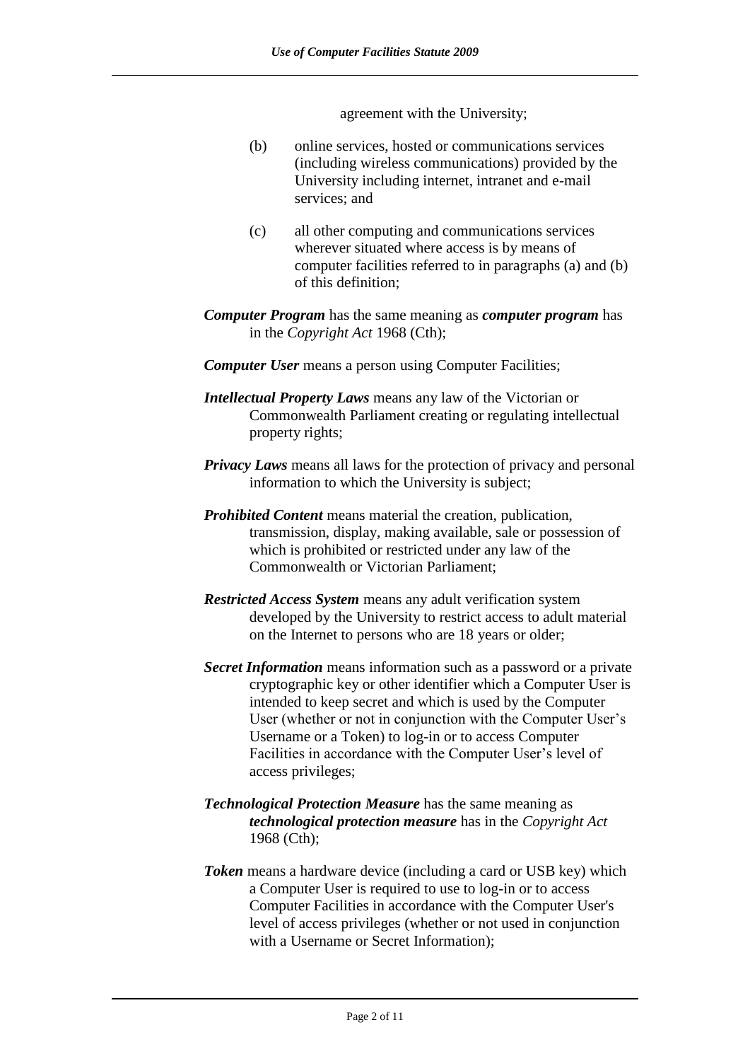agreement with the University;

(b) online services, hosted or communications services (including wireless communications) provided by the University including internet, intranet and e-mail services; and

(c) all other computing and communications services wherever situated where access is by means of computer facilities referred to in paragraphs (a) and (b) of this definition;

***Computer Program*** has the same meaning as ***computer program*** has in the *Copyright Act* 1968 (Cth);

***Computer User*** means a person using Computer Facilities;

***Intellectual Property Laws*** means any law of the Victorian or Commonwealth Parliament creating or regulating intellectual property rights;

***Privacy Laws*** means all laws for the protection of privacy and personal information to which the University is subject;

***Prohibited Content*** means material the creation, publication, transmission, display, making available, sale or possession of which is prohibited or restricted under any law of the Commonwealth or Victorian Parliament;

***Restricted Access System*** means any adult verification system developed by the University to restrict access to adult material on the Internet to persons who are 18 years or older;

***Secret Information*** means information such as a password or a private cryptographic key or other identifier which a Computer User is intended to keep secret and which is used by the Computer User (whether or not in conjunction with the Computer User's Username or a Token) to log-in or to access Computer Facilities in accordance with the Computer User's level of access privileges;

***Technological Protection Measure*** has the same meaning as ***technological protection measure*** has in the *Copyright Act* 1968 (Cth);

***Token*** means a hardware device (including a card or USB key) which a Computer User is required to use to log-in or to access Computer Facilities in accordance with the Computer User's level of access privileges (whether or not used in conjunction with a Username or Secret Information);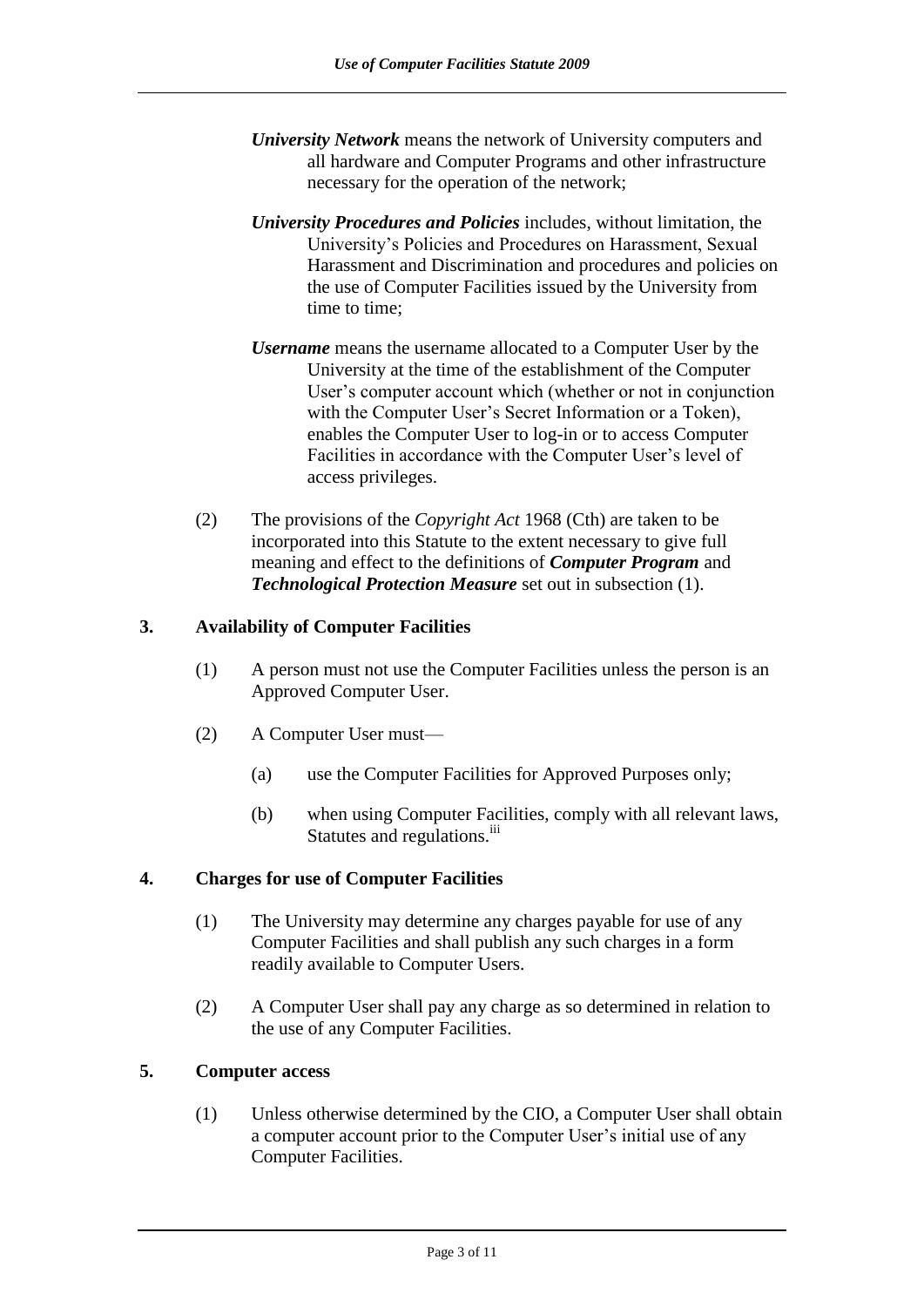***University Network*** means the network of University computers and all hardware and Computer Programs and other infrastructure necessary for the operation of the network;

***University Procedures and Policies*** includes, without limitation, the University's Policies and Procedures on Harassment, Sexual Harassment and Discrimination and procedures and policies on the use of Computer Facilities issued by the University from time to time;

***Username*** means the username allocated to a Computer User by the University at the time of the establishment of the Computer User's computer account which (whether or not in conjunction with the Computer User's Secret Information or a Token), enables the Computer User to log-in or to access Computer Facilities in accordance with the Computer User's level of access privileges.

(2) The provisions of the *Copyright Act* 1968 (Cth) are taken to be incorporated into this Statute to the extent necessary to give full meaning and effect to the definitions of ***Computer Program*** and ***Technological Protection Measure*** set out in subsection (1).

## 3. Availability of Computer Facilities

(1) A person must not use the Computer Facilities unless the person is an Approved Computer User.

(2) A Computer User must—

(a) use the Computer Facilities for Approved Purposes only;

(b) when using Computer Facilities, comply with all relevant laws, Statutes and regulations.[iii]

## 4. Charges for use of Computer Facilities

(1) The University may determine any charges payable for use of any Computer Facilities and shall publish any such charges in a form readily available to Computer Users.

(2) A Computer User shall pay any charge as so determined in relation to the use of any Computer Facilities.

## 5. Computer access

(1) Unless otherwise determined by the CIO, a Computer User shall obtain a computer account prior to the Computer User's initial use of any Computer Facilities.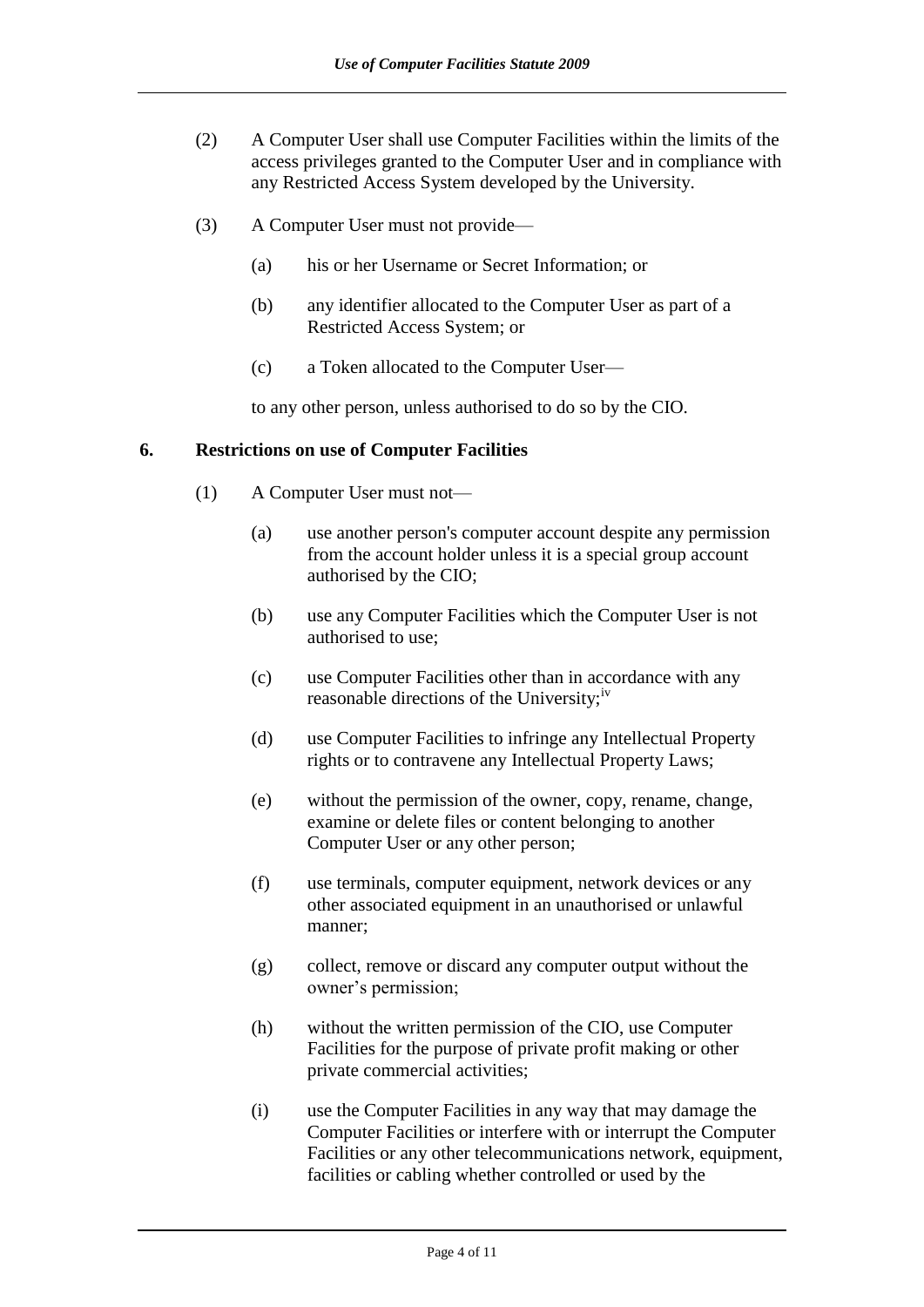(2) A Computer User shall use Computer Facilities within the limits of the access privileges granted to the Computer User and in compliance with any Restricted Access System developed by the University.

(3) A Computer User must not provide—

(a) his or her Username or Secret Information; or

(b) any identifier allocated to the Computer User as part of a Restricted Access System; or

(c) a Token allocated to the Computer User—

to any other person, unless authorised to do so by the CIO.

## 6. Restrictions on use of Computer Facilities

(1) A Computer User must not—

(a) use another person's computer account despite any permission from the account holder unless it is a special group account authorised by the CIO;

(b) use any Computer Facilities which the Computer User is not authorised to use;

(c) use Computer Facilities other than in accordance with any reasonable directions of the University;[iv]

(d) use Computer Facilities to infringe any Intellectual Property rights or to contravene any Intellectual Property Laws;

(e) without the permission of the owner, copy, rename, change, examine or delete files or content belonging to another Computer User or any other person;

(f) use terminals, computer equipment, network devices or any other associated equipment in an unauthorised or unlawful manner;

(g) collect, remove or discard any computer output without the owner's permission;

(h) without the written permission of the CIO, use Computer Facilities for the purpose of private profit making or other private commercial activities;

(i) use the Computer Facilities in any way that may damage the Computer Facilities or interfere with or interrupt the Computer Facilities or any other telecommunications network, equipment, facilities or cabling whether controlled or used by the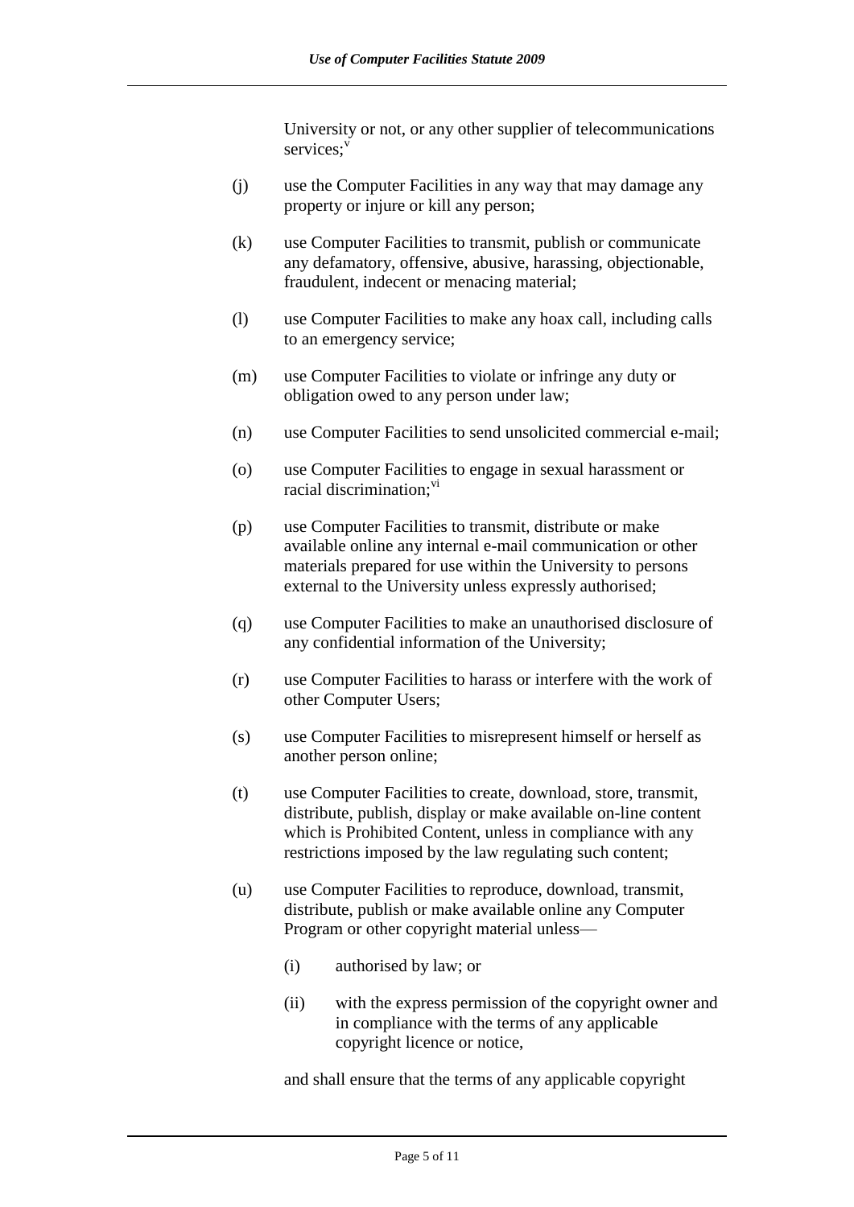University or not, or any other supplier of telecommunications services;[v]

(j) use the Computer Facilities in any way that may damage any property or injure or kill any person;

(k) use Computer Facilities to transmit, publish or communicate any defamatory, offensive, abusive, harassing, objectionable, fraudulent, indecent or menacing material;

(l) use Computer Facilities to make any hoax call, including calls to an emergency service;

(m) use Computer Facilities to violate or infringe any duty or obligation owed to any person under law;

(n) use Computer Facilities to send unsolicited commercial e-mail;

(o) use Computer Facilities to engage in sexual harassment or racial discrimination;[vi]

(p) use Computer Facilities to transmit, distribute or make available online any internal e-mail communication or other materials prepared for use within the University to persons external to the University unless expressly authorised;

(q) use Computer Facilities to make an unauthorised disclosure of any confidential information of the University;

(r) use Computer Facilities to harass or interfere with the work of other Computer Users;

(s) use Computer Facilities to misrepresent himself or herself as another person online;

(t) use Computer Facilities to create, download, store, transmit, distribute, publish, display or make available on-line content which is Prohibited Content, unless in compliance with any restrictions imposed by the law regulating such content;

(u) use Computer Facilities to reproduce, download, transmit, distribute, publish or make available online any Computer Program or other copyright material unless—

   (i) authorised by law; or

   (ii) with the express permission of the copyright owner and in compliance with the terms of any applicable copyright licence or notice,

and shall ensure that the terms of any applicable copyright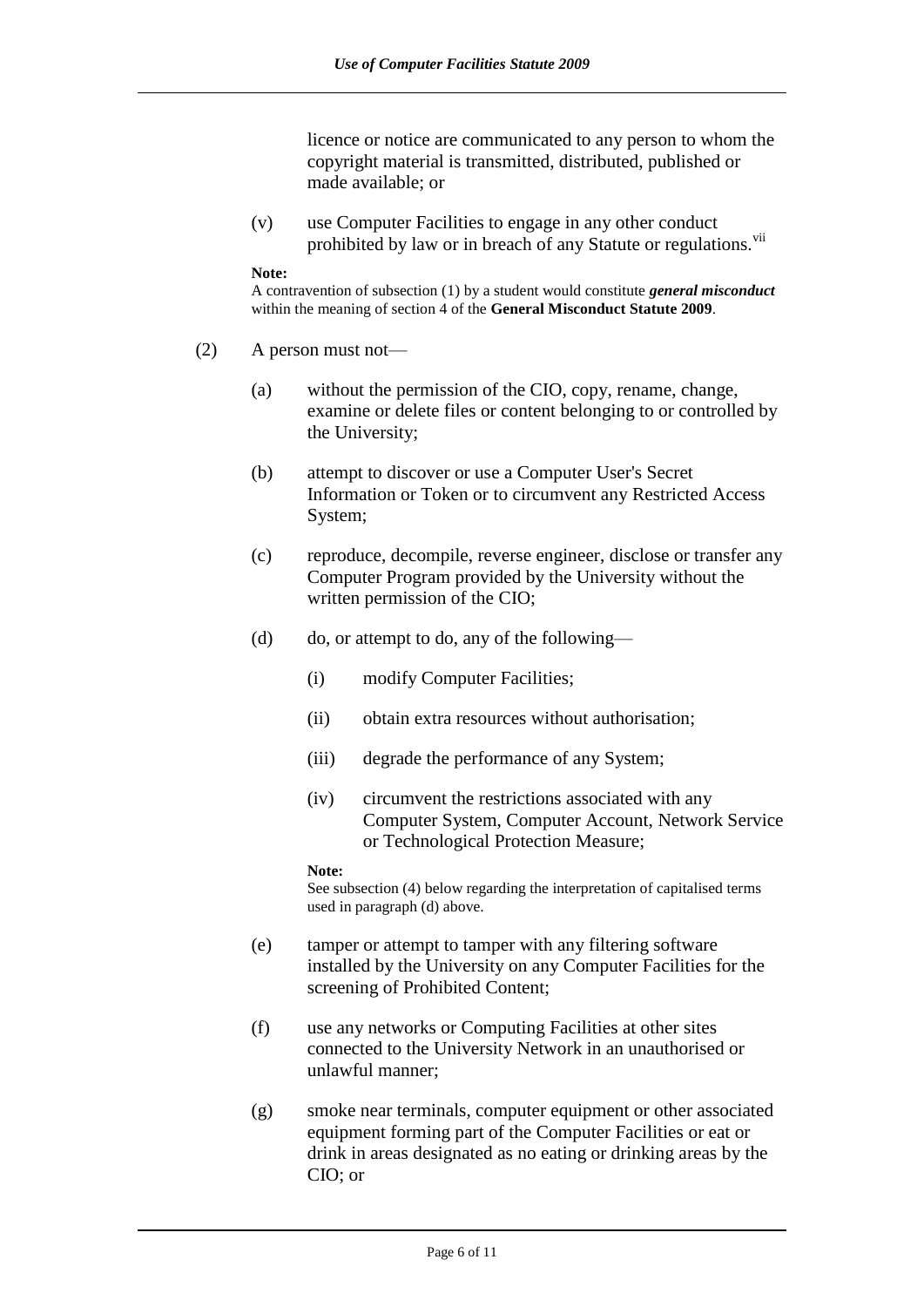licence or notice are communicated to any person to whom the copyright material is transmitted, distributed, published or made available; or

(v) use Computer Facilities to engage in any other conduct prohibited by law or in breach of any Statute or regulations.[vii]

**Note:**
A contravention of subsection (1) by a student would constitute ***general misconduct*** within the meaning of section 4 of the **General Misconduct Statute 2009**.

(2) A person must not—

(a) without the permission of the CIO, copy, rename, change, examine or delete files or content belonging to or controlled by the University;

(b) attempt to discover or use a Computer User's Secret Information or Token or to circumvent any Restricted Access System;

(c) reproduce, decompile, reverse engineer, disclose or transfer any Computer Program provided by the University without the written permission of the CIO;

(d) do, or attempt to do, any of the following—

(i) modify Computer Facilities;

(ii) obtain extra resources without authorisation;

(iii) degrade the performance of any System;

(iv) circumvent the restrictions associated with any Computer System, Computer Account, Network Service or Technological Protection Measure;

**Note:**
See subsection (4) below regarding the interpretation of capitalised terms used in paragraph (d) above.

(e) tamper or attempt to tamper with any filtering software installed by the University on any Computer Facilities for the screening of Prohibited Content;

(f) use any networks or Computing Facilities at other sites connected to the University Network in an unauthorised or unlawful manner;

(g) smoke near terminals, computer equipment or other associated equipment forming part of the Computer Facilities or eat or drink in areas designated as no eating or drinking areas by the CIO; or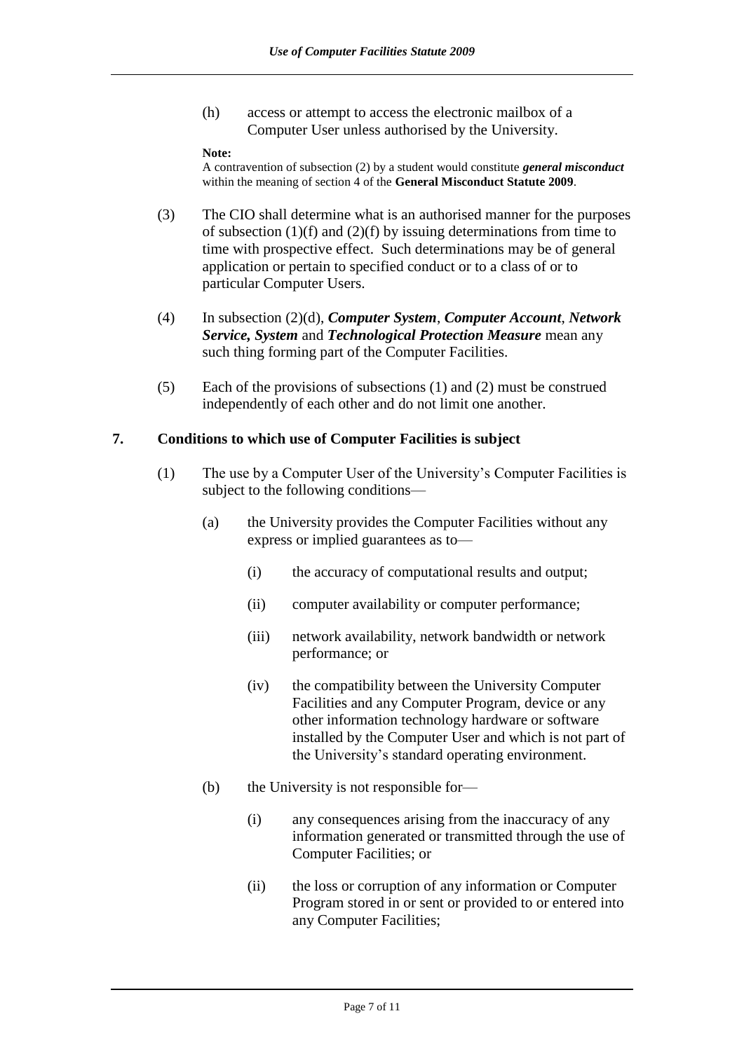(h) access or attempt to access the electronic mailbox of a Computer User unless authorised by the University.

**Note:**
A contravention of subsection (2) by a student would constitute ***general misconduct*** within the meaning of section 4 of the **General Misconduct Statute 2009**.

(3) The CIO shall determine what is an authorised manner for the purposes of subsection (1)(f) and (2)(f) by issuing determinations from time to time with prospective effect. Such determinations may be of general application or pertain to specified conduct or to a class of or to particular Computer Users.

(4) In subsection (2)(d), ***Computer System***, ***Computer Account***, ***Network Service, System*** and ***Technological Protection Measure*** mean any such thing forming part of the Computer Facilities.

(5) Each of the provisions of subsections (1) and (2) must be construed independently of each other and do not limit one another.

## 7. Conditions to which use of Computer Facilities is subject

(1) The use by a Computer User of the University's Computer Facilities is subject to the following conditions—

(a) the University provides the Computer Facilities without any express or implied guarantees as to—

(i) the accuracy of computational results and output;

(ii) computer availability or computer performance;

(iii) network availability, network bandwidth or network performance; or

(iv) the compatibility between the University Computer Facilities and any Computer Program, device or any other information technology hardware or software installed by the Computer User and which is not part of the University's standard operating environment.

(b) the University is not responsible for—

(i) any consequences arising from the inaccuracy of any information generated or transmitted through the use of Computer Facilities; or

(ii) the loss or corruption of any information or Computer Program stored in or sent or provided to or entered into any Computer Facilities;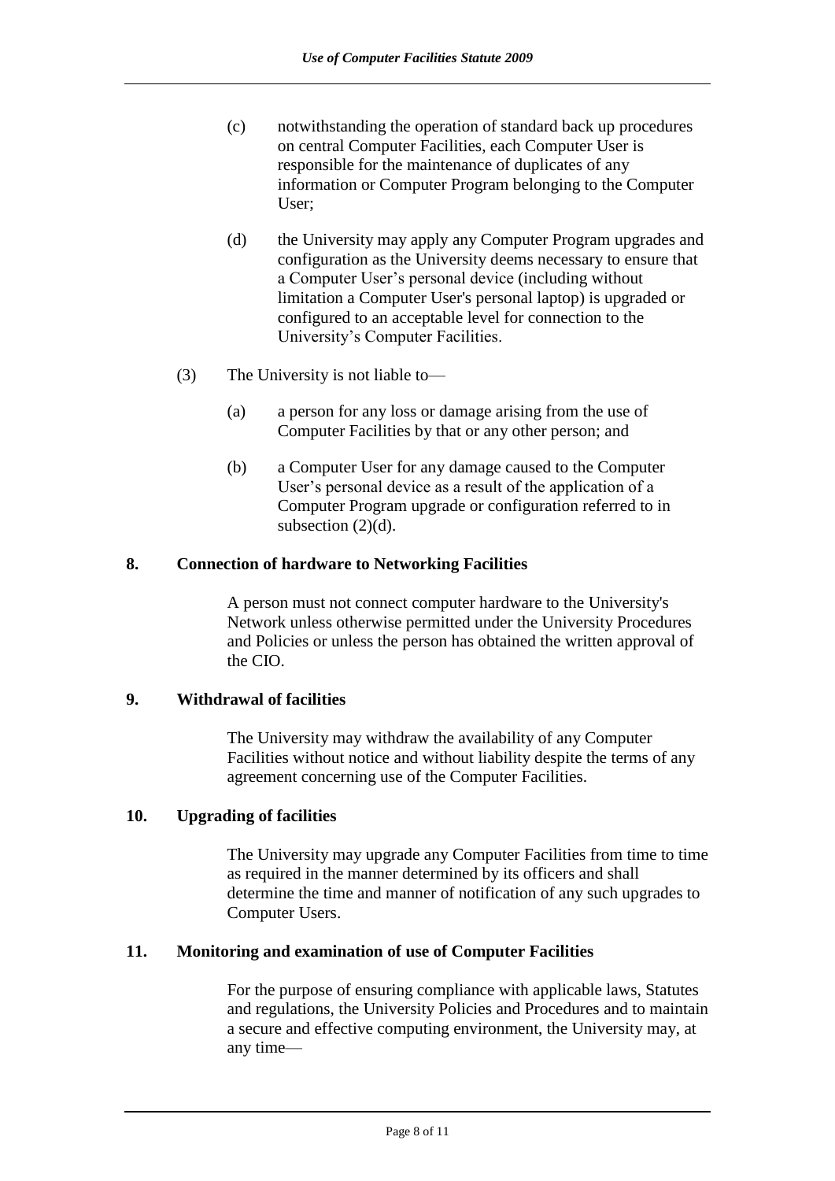(c) notwithstanding the operation of standard back up procedures on central Computer Facilities, each Computer User is responsible for the maintenance of duplicates of any information or Computer Program belonging to the Computer User;

(d) the University may apply any Computer Program upgrades and configuration as the University deems necessary to ensure that a Computer User's personal device (including without limitation a Computer User's personal laptop) is upgraded or configured to an acceptable level for connection to the University's Computer Facilities.

(3) The University is not liable to—

(a) a person for any loss or damage arising from the use of Computer Facilities by that or any other person; and

(b) a Computer User for any damage caused to the Computer User's personal device as a result of the application of a Computer Program upgrade or configuration referred to in subsection (2)(d).

## 8. Connection of hardware to Networking Facilities

A person must not connect computer hardware to the University's Network unless otherwise permitted under the University Procedures and Policies or unless the person has obtained the written approval of the CIO.

## 9. Withdrawal of facilities

The University may withdraw the availability of any Computer Facilities without notice and without liability despite the terms of any agreement concerning use of the Computer Facilities.

## 10. Upgrading of facilities

The University may upgrade any Computer Facilities from time to time as required in the manner determined by its officers and shall determine the time and manner of notification of any such upgrades to Computer Users.

## 11. Monitoring and examination of use of Computer Facilities

For the purpose of ensuring compliance with applicable laws, Statutes and regulations, the University Policies and Procedures and to maintain a secure and effective computing environment, the University may, at any time—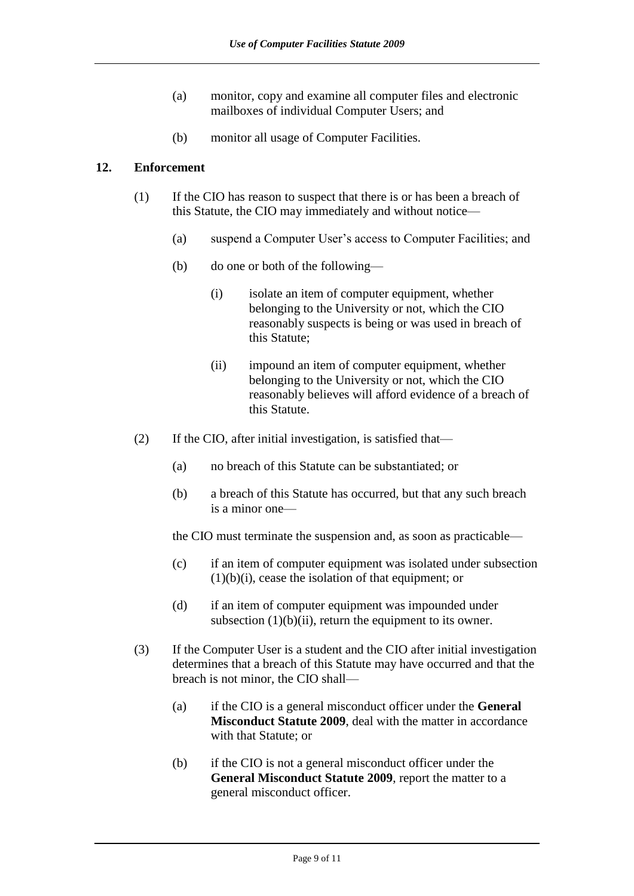(a) monitor, copy and examine all computer files and electronic mailboxes of individual Computer Users; and

(b) monitor all usage of Computer Facilities.

## 12. Enforcement

(1) If the CIO has reason to suspect that there is or has been a breach of this Statute, the CIO may immediately and without notice—

(a) suspend a Computer User's access to Computer Facilities; and

(b) do one or both of the following—

(i) isolate an item of computer equipment, whether belonging to the University or not, which the CIO reasonably suspects is being or was used in breach of this Statute;

(ii) impound an item of computer equipment, whether belonging to the University or not, which the CIO reasonably believes will afford evidence of a breach of this Statute.

(2) If the CIO, after initial investigation, is satisfied that—

(a) no breach of this Statute can be substantiated; or

(b) a breach of this Statute has occurred, but that any such breach is a minor one—

the CIO must terminate the suspension and, as soon as practicable—

(c) if an item of computer equipment was isolated under subsection (1)(b)(i), cease the isolation of that equipment; or

(d) if an item of computer equipment was impounded under subsection (1)(b)(ii), return the equipment to its owner.

(3) If the Computer User is a student and the CIO after initial investigation determines that a breach of this Statute may have occurred and that the breach is not minor, the CIO shall—

(a) if the CIO is a general misconduct officer under the **General Misconduct Statute 2009**, deal with the matter in accordance with that Statute; or

(b) if the CIO is not a general misconduct officer under the **General Misconduct Statute 2009**, report the matter to a general misconduct officer.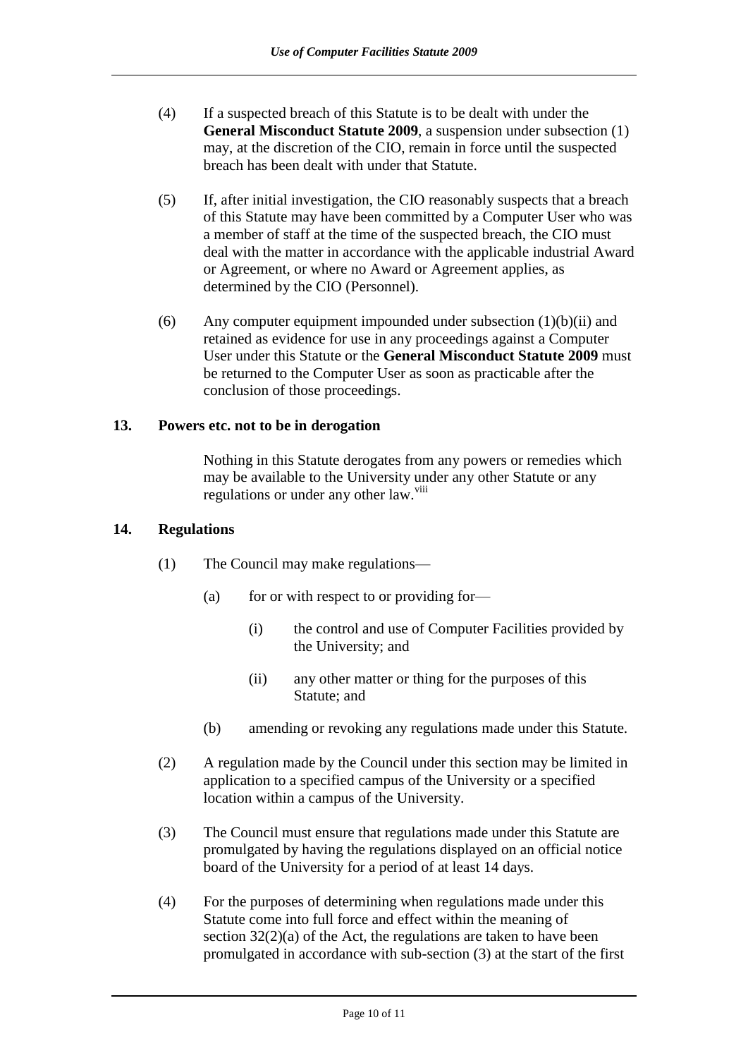(4) If a suspected breach of this Statute is to be dealt with under the **General Misconduct Statute 2009**, a suspension under subsection (1) may, at the discretion of the CIO, remain in force until the suspected breach has been dealt with under that Statute.

(5) If, after initial investigation, the CIO reasonably suspects that a breach of this Statute may have been committed by a Computer User who was a member of staff at the time of the suspected breach, the CIO must deal with the matter in accordance with the applicable industrial Award or Agreement, or where no Award or Agreement applies, as determined by the CIO (Personnel).

(6) Any computer equipment impounded under subsection (1)(b)(ii) and retained as evidence for use in any proceedings against a Computer User under this Statute or the **General Misconduct Statute 2009** must be returned to the Computer User as soon as practicable after the conclusion of those proceedings.

### 13. Powers etc. not to be in derogation

Nothing in this Statute derogates from any powers or remedies which may be available to the University under any other Statute or any regulations or under any other law.[viii]

### 14. Regulations

(1) The Council may make regulations—

- (a) for or with respect to or providing for—
  - (i) the control and use of Computer Facilities provided by the University; and
  - (ii) any other matter or thing for the purposes of this Statute; and
- (b) amending or revoking any regulations made under this Statute.

(2) A regulation made by the Council under this section may be limited in application to a specified campus of the University or a specified location within a campus of the University.

(3) The Council must ensure that regulations made under this Statute are promulgated by having the regulations displayed on an official notice board of the University for a period of at least 14 days.

(4) For the purposes of determining when regulations made under this Statute come into full force and effect within the meaning of section 32(2)(a) of the Act, the regulations are taken to have been promulgated in accordance with sub-section (3) at the start of the first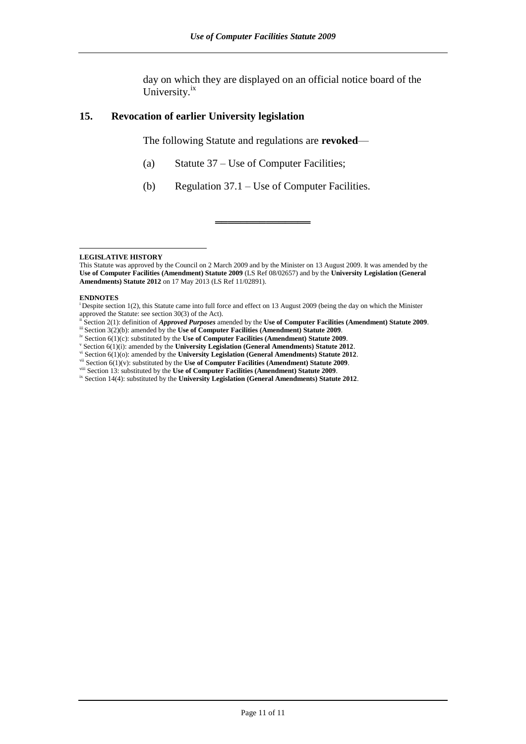day on which they are displayed on an official notice board of the University.[ix]

## 15. Revocation of earlier University legislation

The following Statute and regulations are **revoked**—

(a) Statute 37 – Use of Computer Facilities;

(b) Regulation 37.1 – Use of Computer Facilities.

---

**LEGISLATIVE HISTORY**

This Statute was approved by the Council on 2 March 2009 and by the Minister on 13 August 2009. It was amended by the **Use of Computer Facilities (Amendment) Statute 2009** (LS Ref 08/02657) and by the **University Legislation (General Amendments) Statute 2012** on 17 May 2013 (LS Ref 11/02891).

**ENDNOTES**

[i] Despite section 1(2), this Statute came into full force and effect on 13 August 2009 (being the day on which the Minister approved the Statute: see section 30(3) of the Act).

[ii] Section 2(1): definition of ***Approved Purposes*** amended by the **Use of Computer Facilities (Amendment) Statute 2009**.

[iii] Section 3(2)(b): amended by the **Use of Computer Facilities (Amendment) Statute 2009**.

[iv] Section 6(1)(c): substituted by the **Use of Computer Facilities (Amendment) Statute 2009**.

[v] Section 6(1)(i): amended by the **University Legislation (General Amendments) Statute 2012**.

[vi] Section 6(1)(o): amended by the **University Legislation (General Amendments) Statute 2012**.

[vii] Section 6(1)(v): substituted by the **Use of Computer Facilities (Amendment) Statute 2009**.

[viii] Section 13: substituted by the **Use of Computer Facilities (Amendment) Statute 2009**.

[ix] Section 14(4): substituted by the **University Legislation (General Amendments) Statute 2012**.